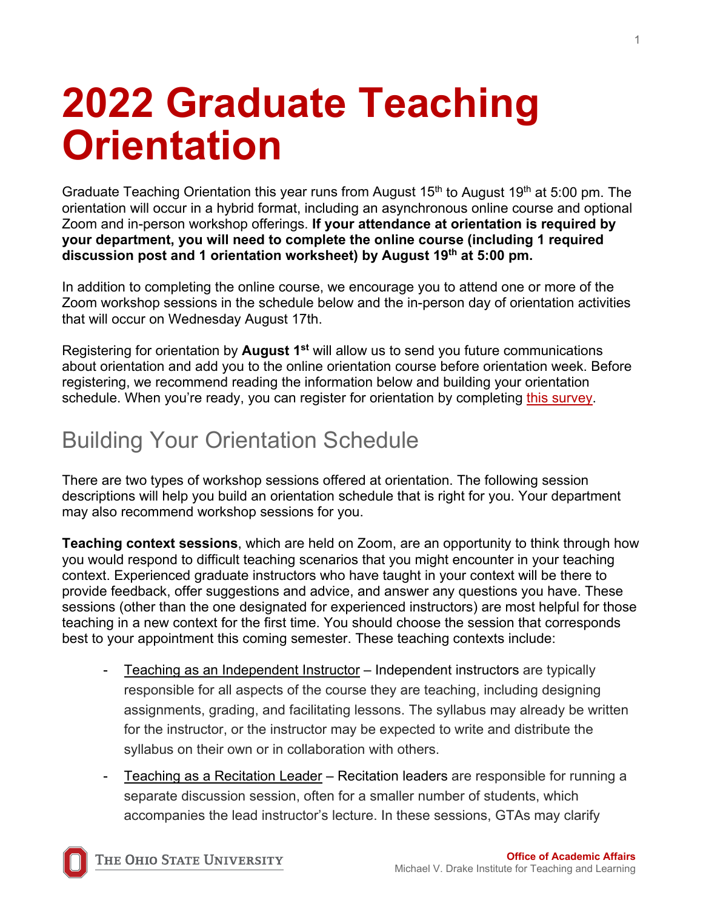# 2022 Graduate Teaching Orientation

Graduate Teaching Orientation this year runs from August 15th to August 19th at 5:00 pm. The orientation will occur in a hybrid format, including an asynchronous online course and optional Zoom and in-person workshop offerings. **If your attendance at orientation is required by your department, you will need to complete the online course (including 1 required discussion post and 1 orientation worksheet) by August 19th at 5:00 pm.**

In addition to completing the online course, we encourage you to attend one or more of the Zoom workshop sessions in the schedule below and the in-person day of orientation activities that will occur on Wednesday August 17th.

Registering for orientation by **August 1st** will allow us to send you future communications about orientation and add you to the online orientation course before orientation week. Before registering, we recommend reading the information below and building your orientation schedule. When you're ready, you can register for orientation by completing this survey.

## Building Your Orientation Schedule

There are two types of workshop sessions offered at orientation. The following session descriptions will help you build an orientation schedule that is right for you. Your department may also recommend workshop sessions for you.

**Teaching context sessions**, which are held on Zoom, are an opportunity to think through how you would respond to difficult teaching scenarios that you might encounter in your teaching context. Experienced graduate instructors who have taught in your context will be there to provide feedback, offer suggestions and advice, and answer any questions you have. These sessions (other than the one designated for experienced instructors) are most helpful for those teaching in a new context for the first time. You should choose the session that corresponds best to your appointment this coming semester. These teaching contexts include:

- Teaching as an Independent Instructor – Independent instructors are typically responsible for all aspects of the course they are teaching, including designing assignments, grading, and facilitating lessons. The syllabus may already be written for the instructor, or the instructor may be expected to write and distribute the syllabus on their own or in collaboration with others.
- Teaching as a Recitation Leader – Recitation leaders are responsible for running a separate discussion session, often for a smaller number of students, which accompanies the lead instructor's lecture. In these sessions, GTAs may clarify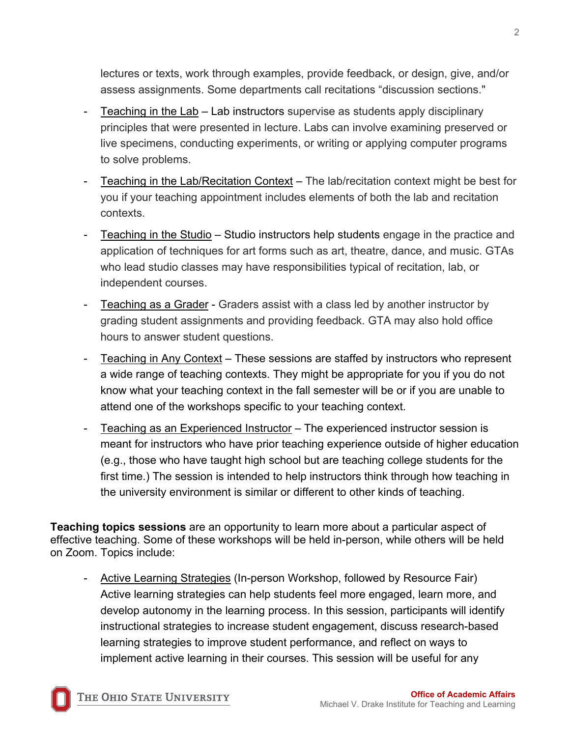lectures or texts, work through examples, provide feedback, or design, give, and/or assess assignments. Some departments call recitations "discussion sections."

- Teaching in the Lab – Lab instructors supervise as students apply disciplinary principles that were presented in lecture. Labs can involve examining preserved or live specimens, conducting experiments, or writing or applying computer programs to solve problems.
- Teaching in the Lab/Recitation Context – The lab/recitation context might be best for you if your teaching appointment includes elements of both the lab and recitation contexts.
- Teaching in the Studio – Studio instructors help students engage in the practice and application of techniques for art forms such as art, theatre, dance, and music. GTAs who lead studio classes may have responsibilities typical of recitation, lab, or independent courses.
- Teaching as a Grader - Graders assist with a class led by another instructor by grading student assignments and providing feedback. GTA may also hold office hours to answer student questions.
- Teaching in Any Context – These sessions are staffed by instructors who represent a wide range of teaching contexts. They might be appropriate for you if you do not know what your teaching context in the fall semester will be or if you are unable to attend one of the workshops specific to your teaching context.
- Teaching as an Experienced Instructor – The experienced instructor session is meant for instructors who have prior teaching experience outside of higher education (e.g., those who have taught high school but are teaching college students for the first time.) The session is intended to help instructors think through how teaching in the university environment is similar or different to other kinds of teaching.

**Teaching topics sessions** are an opportunity to learn more about a particular aspect of effective teaching. Some of these workshops will be held in-person, while others will be held on Zoom. Topics include:

- Active Learning Strategies (In-person Workshop, followed by Resource Fair) Active learning strategies can help students feel more engaged, learn more, and develop autonomy in the learning process. In this session, participants will identify instructional strategies to increase student engagement, discuss research-based learning strategies to improve student performance, and reflect on ways to implement active learning in their courses. This session will be useful for any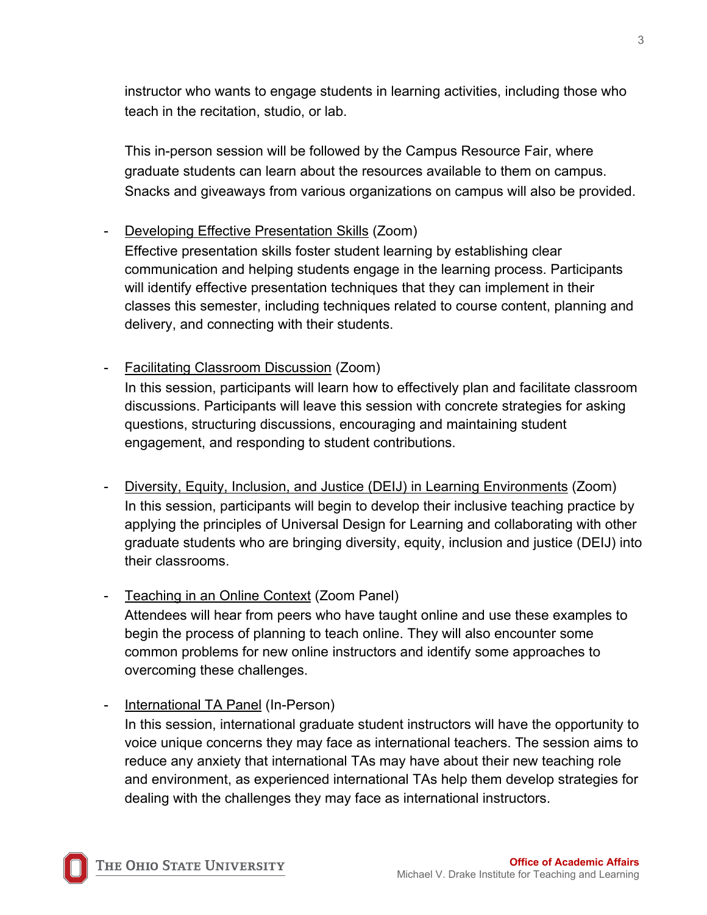instructor who wants to engage students in learning activities, including those who teach in the recitation, studio, or lab.

This in-person session will be followed by the Campus Resource Fair, where graduate students can learn about the resources available to them on campus. Snacks and giveaways from various organizations on campus will also be provided.

- Developing Effective Presentation Skills (Zoom)
  Effective presentation skills foster student learning by establishing clear communication and helping students engage in the learning process. Participants will identify effective presentation techniques that they can implement in their classes this semester, including techniques related to course content, planning and delivery, and connecting with their students.

- Facilitating Classroom Discussion (Zoom)
  In this session, participants will learn how to effectively plan and facilitate classroom discussions. Participants will leave this session with concrete strategies for asking questions, structuring discussions, encouraging and maintaining student engagement, and responding to student contributions.

- Diversity, Equity, Inclusion, and Justice (DEIJ) in Learning Environments (Zoom)
  In this session, participants will begin to develop their inclusive teaching practice by applying the principles of Universal Design for Learning and collaborating with other graduate students who are bringing diversity, equity, inclusion and justice (DEIJ) into their classrooms.

- Teaching in an Online Context (Zoom Panel)
  Attendees will hear from peers who have taught online and use these examples to begin the process of planning to teach online. They will also encounter some common problems for new online instructors and identify some approaches to overcoming these challenges.

- International TA Panel (In-Person)
  In this session, international graduate student instructors will have the opportunity to voice unique concerns they may face as international teachers. The session aims to reduce any anxiety that international TAs may have about their new teaching role and environment, as experienced international TAs help them develop strategies for dealing with the challenges they may face as international instructors.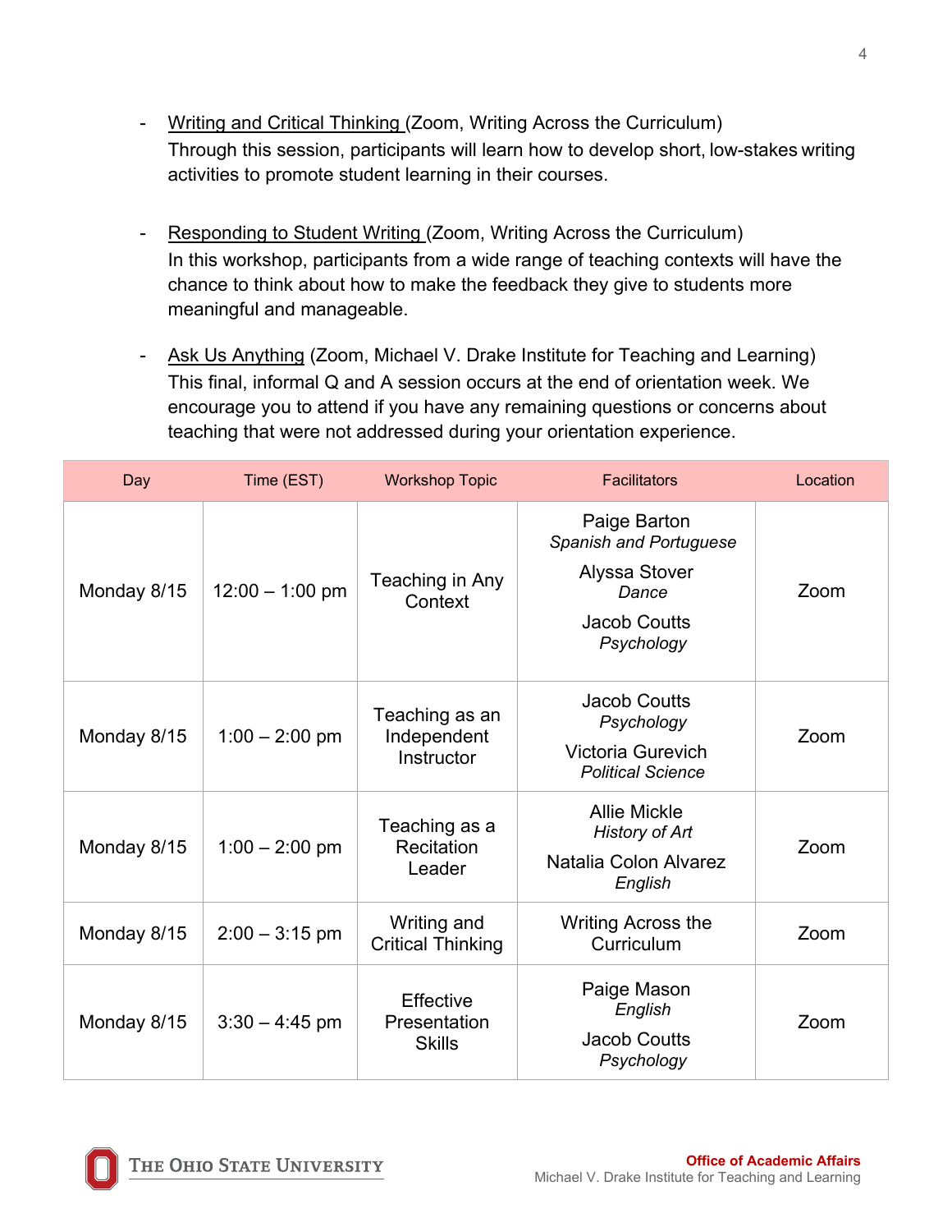- Writing and Critical Thinking (Zoom, Writing Across the Curriculum)
  Through this session, participants will learn how to develop short, low-stakes writing activities to promote student learning in their courses.

- Responding to Student Writing (Zoom, Writing Across the Curriculum)
  In this workshop, participants from a wide range of teaching contexts will have the chance to think about how to make the feedback they give to students more meaningful and manageable.

- Ask Us Anything (Zoom, Michael V. Drake Institute for Teaching and Learning)
  This final, informal Q and A session occurs at the end of orientation week. We encourage you to attend if you have any remaining questions or concerns about teaching that were not addressed during your orientation experience.

| Day | Time (EST) | Workshop Topic | Facilitators | Location |
|---|---|---|---|---|
| Monday 8/15 | 12:00 – 1:00 pm | Teaching in Any Context | Paige Barton *Spanish and Portuguese*<br>Alyssa Stover *Dance*<br>Jacob Coutts *Psychology* | Zoom |
| Monday 8/15 | 1:00 – 2:00 pm | Teaching as an Independent Instructor | Jacob Coutts *Psychology*<br>Victoria Gurevich *Political Science* | Zoom |
| Monday 8/15 | 1:00 – 2:00 pm | Teaching as a Recitation Leader | Allie Mickle *History of Art*<br>Natalia Colon Alvarez *English* | Zoom |
| Monday 8/15 | 2:00 – 3:15 pm | Writing and Critical Thinking | Writing Across the Curriculum | Zoom |
| Monday 8/15 | 3:30 – 4:45 pm | Effective Presentation Skills | Paige Mason *English*<br>Jacob Coutts *Psychology* | Zoom |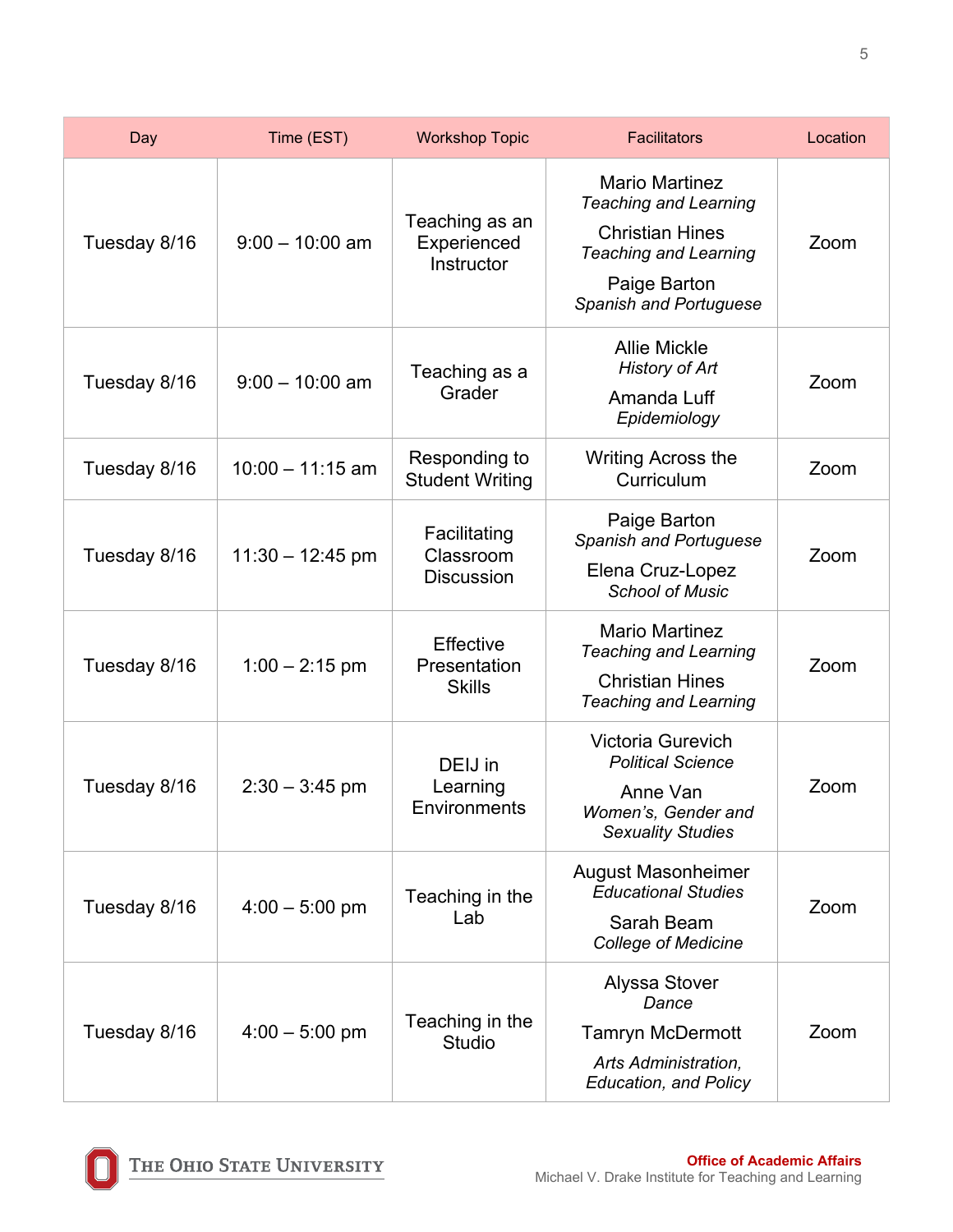| Day | Time (EST) | Workshop Topic | Facilitators | Location |
| --- | --- | --- | --- | --- |
| Tuesday 8/16 | 9:00 – 10:00 am | Teaching as an Experienced Instructor | Mario Martinez *Teaching and Learning* Christian Hines *Teaching and Learning* Paige Barton *Spanish and Portuguese* | Zoom |
| Tuesday 8/16 | 9:00 – 10:00 am | Teaching as a Grader | Allie Mickle *History of Art* Amanda Luff *Epidemiology* | Zoom |
| Tuesday 8/16 | 10:00 – 11:15 am | Responding to Student Writing | Writing Across the Curriculum | Zoom |
| Tuesday 8/16 | 11:30 – 12:45 pm | Facilitating Classroom Discussion | Paige Barton *Spanish and Portuguese* Elena Cruz-Lopez *School of Music* | Zoom |
| Tuesday 8/16 | 1:00 – 2:15 pm | Effective Presentation Skills | Mario Martinez *Teaching and Learning* Christian Hines *Teaching and Learning* | Zoom |
| Tuesday 8/16 | 2:30 – 3:45 pm | DEIJ in Learning Environments | Victoria Gurevich *Political Science* Anne Van *Women's, Gender and Sexuality Studies* | Zoom |
| Tuesday 8/16 | 4:00 – 5:00 pm | Teaching in the Lab | August Masonheimer *Educational Studies* Sarah Beam *College of Medicine* | Zoom |
| Tuesday 8/16 | 4:00 – 5:00 pm | Teaching in the Studio | Alyssa Stover *Dance* Tamryn McDermott *Arts Administration, Education, and Policy* | Zoom |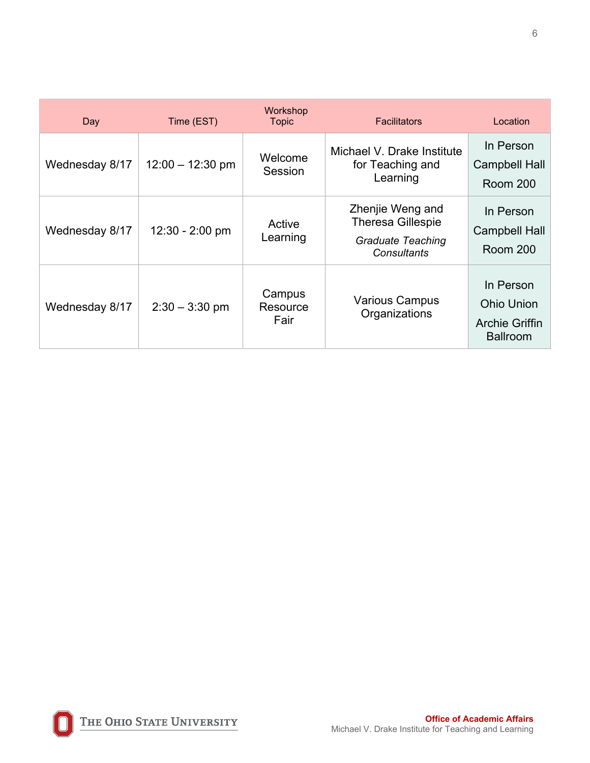| Day | Time (EST) | Workshop Topic | Facilitators | Location |
|---|---|---|---|---|
| Wednesday 8/17 | 12:00 – 12:30 pm | Welcome Session | Michael V. Drake Institute for Teaching and Learning | In Person Campbell Hall Room 200 |
| Wednesday 8/17 | 12:30 - 2:00 pm | Active Learning | Zhenjie Weng and Theresa Gillespie *Graduate Teaching Consultants* | In Person Campbell Hall Room 200 |
| Wednesday 8/17 | 2:30 – 3:30 pm | Campus Resource Fair | Various Campus Organizations | In Person Ohio Union Archie Griffin Ballroom |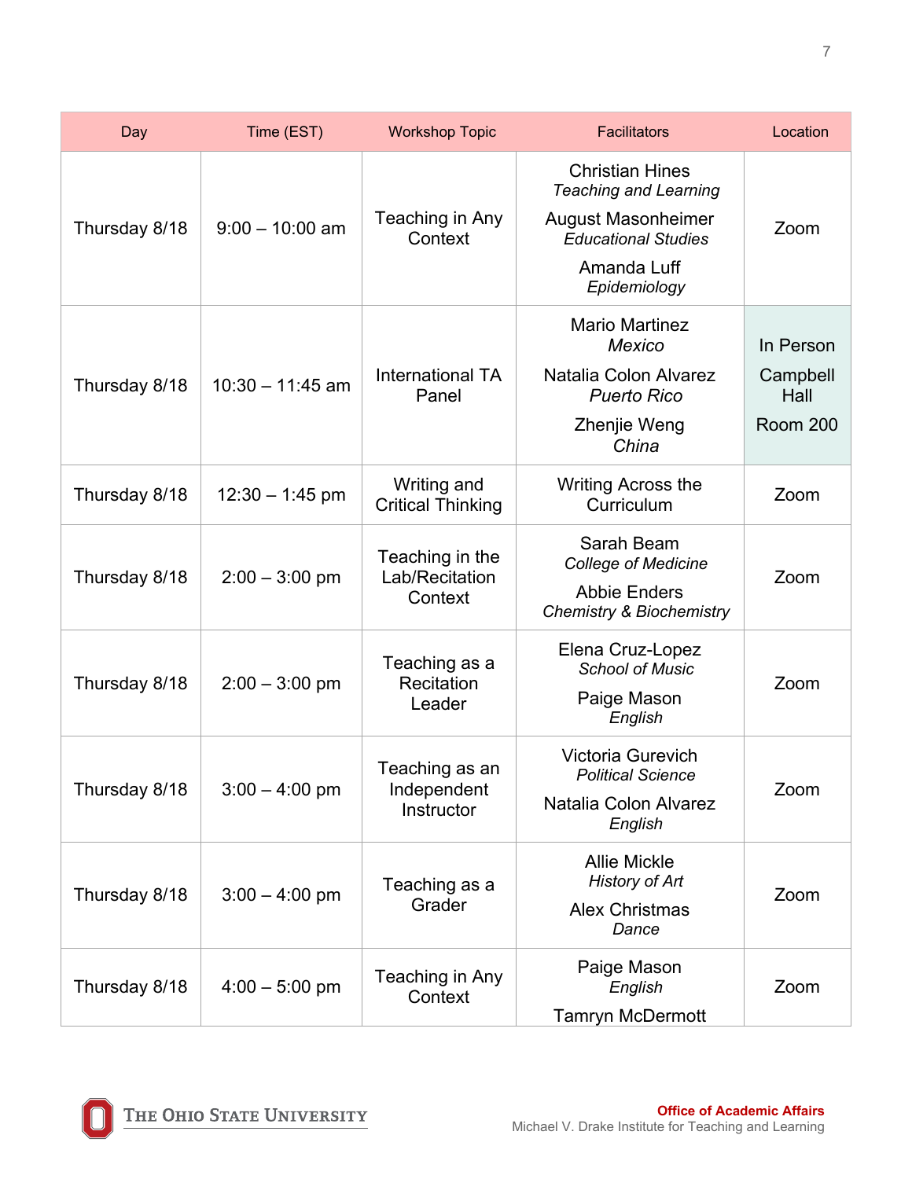| Day | Time (EST) | Workshop Topic | Facilitators | Location |
|---|---|---|---|---|
| Thursday 8/18 | 9:00 – 10:00 am | Teaching in Any Context | Christian Hines *Teaching and Learning* August Masonheimer *Educational Studies* Amanda Luff *Epidemiology* | Zoom |
| Thursday 8/18 | 10:30 – 11:45 am | International TA Panel | Mario Martinez *Mexico* Natalia Colon Alvarez *Puerto Rico* Zhenjie Weng *China* | In Person Campbell Hall Room 200 |
| Thursday 8/18 | 12:30 – 1:45 pm | Writing and Critical Thinking | Writing Across the Curriculum | Zoom |
| Thursday 8/18 | 2:00 – 3:00 pm | Teaching in the Lab/Recitation Context | Sarah Beam *College of Medicine* Abbie Enders *Chemistry & Biochemistry* | Zoom |
| Thursday 8/18 | 2:00 – 3:00 pm | Teaching as a Recitation Leader | Elena Cruz-Lopez *School of Music* Paige Mason *English* | Zoom |
| Thursday 8/18 | 3:00 – 4:00 pm | Teaching as an Independent Instructor | Victoria Gurevich *Political Science* Natalia Colon Alvarez *English* | Zoom |
| Thursday 8/18 | 3:00 – 4:00 pm | Teaching as a Grader | Allie Mickle *History of Art* Alex Christmas *Dance* | Zoom |
| Thursday 8/18 | 4:00 – 5:00 pm | Teaching in Any Context | Paige Mason *English* Tamryn McDermott | Zoom |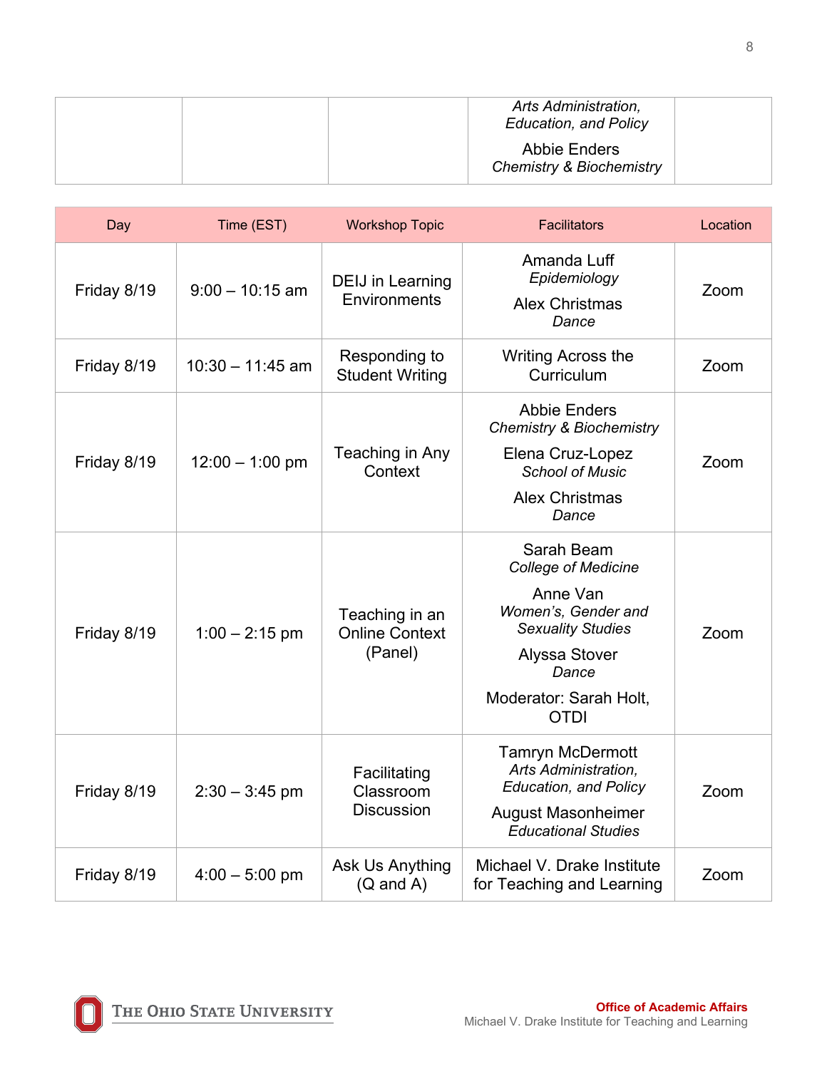| | | | | |
|---|---|---|---|---|
| | | | *Arts Administration, Education, and Policy*<br>Abbie Enders<br>*Chemistry & Biochemistry* | |

| Day | Time (EST) | Workshop Topic | Facilitators | Location |
|---|---|---|---|---|
| Friday 8/19 | 9:00 – 10:15 am | DEIJ in Learning Environments | Amanda Luff<br>*Epidemiology*<br>Alex Christmas<br>*Dance* | Zoom |
| Friday 8/19 | 10:30 – 11:45 am | Responding to Student Writing | Writing Across the Curriculum | Zoom |
| Friday 8/19 | 12:00 – 1:00 pm | Teaching in Any Context | Abbie Enders<br>*Chemistry & Biochemistry*<br>Elena Cruz-Lopez<br>*School of Music*<br>Alex Christmas<br>*Dance* | Zoom |
| Friday 8/19 | 1:00 – 2:15 pm | Teaching in an Online Context (Panel) | Sarah Beam<br>*College of Medicine*<br>Anne Van<br>*Women's, Gender and Sexuality Studies*<br>Alyssa Stover<br>*Dance*<br>Moderator: Sarah Holt, OTDI | Zoom |
| Friday 8/19 | 2:30 – 3:45 pm | Facilitating Classroom Discussion | Tamryn McDermott<br>*Arts Administration, Education, and Policy*<br>August Masonheimer<br>*Educational Studies* | Zoom |
| Friday 8/19 | 4:00 – 5:00 pm | Ask Us Anything (Q and A) | Michael V. Drake Institute for Teaching and Learning | Zoom |